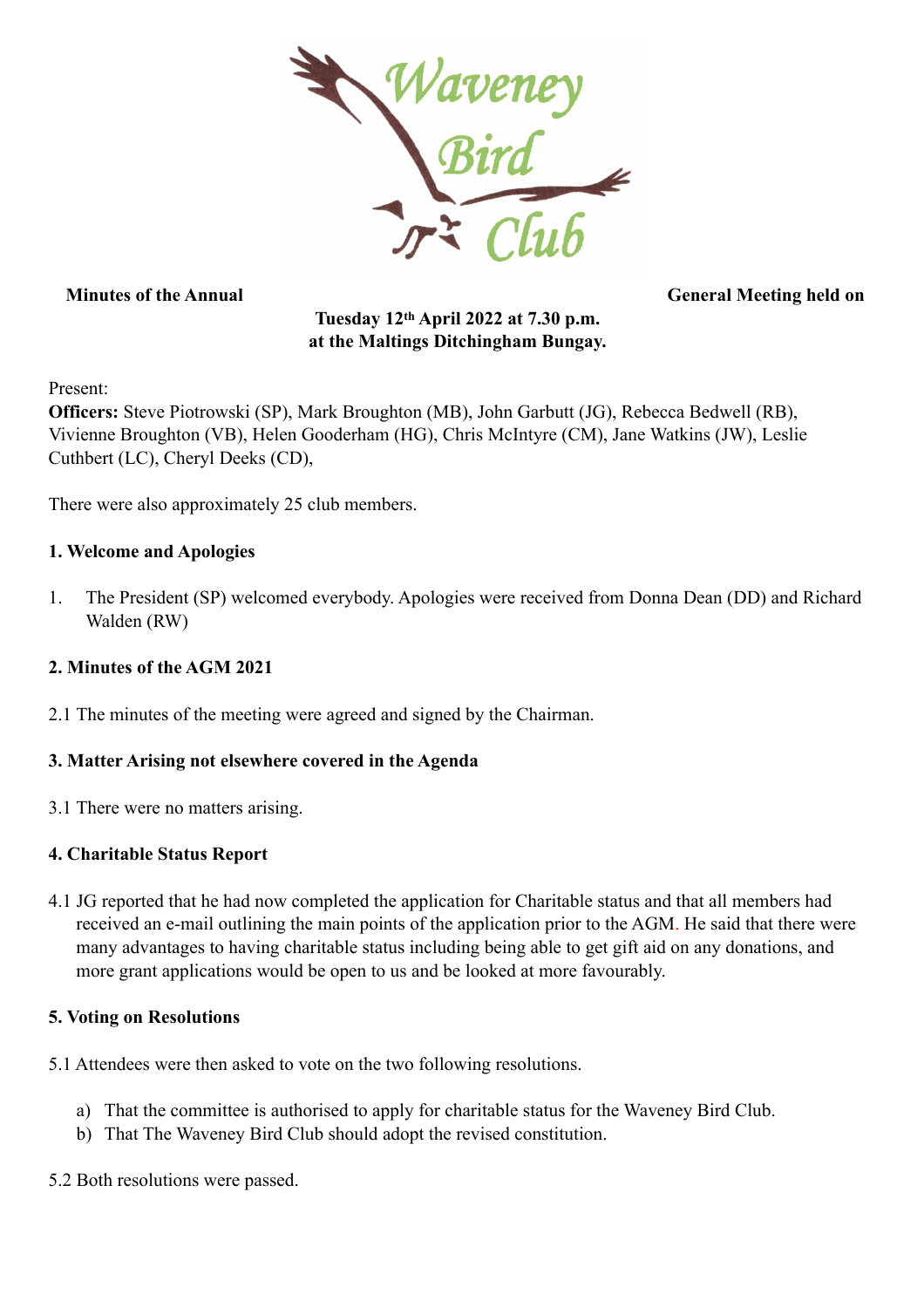Waveney Bird Club

**Minutes of the Annual General Meeting held on Tuesday 12th April 2022 at 7.30 p.m. at the Maltings Ditchingham Bungay.**

Present:

**Officers:** Steve Piotrowski (SP), Mark Broughton (MB), John Garbutt (JG), Rebecca Bedwell (RB), Vivienne Broughton (VB), Helen Gooderham (HG), Chris McIntyre (CM), Jane Watkins (JW), Leslie Cuthbert (LC), Cheryl Deeks (CD),

There were also approximately 25 club members.

**1. Welcome and Apologies**

1. The President (SP) welcomed everybody. Apologies were received from Donna Dean (DD) and Richard Walden (RW)

**2. Minutes of the AGM 2021**

2.1 The minutes of the meeting were agreed and signed by the Chairman.

**3. Matter Arising not elsewhere covered in the Agenda**

3.1 There were no matters arising.

**4. Charitable Status Report**

4.1 JG reported that he had now completed the application for Charitable status and that all members had received an e-mail outlining the main points of the application prior to the AGM. He said that there were many advantages to having charitable status including being able to get gift aid on any donations, and more grant applications would be open to us and be looked at more favourably.

**5. Voting on Resolutions**

5.1 Attendees were then asked to vote on the two following resolutions.

a) That the committee is authorised to apply for charitable status for the Waveney Bird Club.
b) That The Waveney Bird Club should adopt the revised constitution.

5.2 Both resolutions were passed.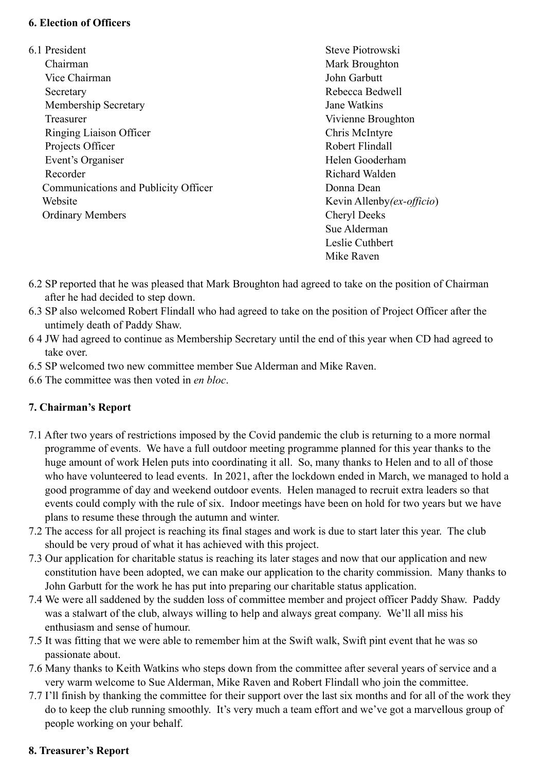**6. Election of Officers**

| 6.1 Role | Name |
|---|---|
| President | Steve Piotrowski |
| Chairman | Mark Broughton |
| Vice Chairman | John Garbutt |
| Secretary | Rebecca Bedwell |
| Membership Secretary | Jane Watkins |
| Treasurer | Vivienne Broughton |
| Ringing Liaison Officer | Chris McIntyre |
| Projects Officer | Robert Flindall |
| Event's Organiser | Helen Gooderham |
| Recorder | Richard Walden |
| Communications and Publicity Officer | Donna Dean |
| Website | Kevin Allenby*(ex-officio*) |
| Ordinary Members | Cheryl Deeks |
| | Sue Alderman |
| | Leslie Cuthbert |
| | Mike Raven |

6.2 SP reported that he was pleased that Mark Broughton had agreed to take on the position of Chairman after he had decided to step down.

6.3 SP also welcomed Robert Flindall who had agreed to take on the position of Project Officer after the untimely death of Paddy Shaw.

6 4 JW had agreed to continue as Membership Secretary until the end of this year when CD had agreed to take over.

6.5 SP welcomed two new committee member Sue Alderman and Mike Raven.

6.6 The committee was then voted in *en bloc*.

**7. Chairman's Report**

7.1 After two years of restrictions imposed by the Covid pandemic the club is returning to a more normal programme of events. We have a full outdoor meeting programme planned for this year thanks to the huge amount of work Helen puts into coordinating it all. So, many thanks to Helen and to all of those who have volunteered to lead events. In 2021, after the lockdown ended in March, we managed to hold a good programme of day and weekend outdoor events. Helen managed to recruit extra leaders so that events could comply with the rule of six. Indoor meetings have been on hold for two years but we have plans to resume these through the autumn and winter.

7.2 The access for all project is reaching its final stages and work is due to start later this year. The club should be very proud of what it has achieved with this project.

7.3 Our application for charitable status is reaching its later stages and now that our application and new constitution have been adopted, we can make our application to the charity commission. Many thanks to John Garbutt for the work he has put into preparing our charitable status application.

7.4 We were all saddened by the sudden loss of committee member and project officer Paddy Shaw. Paddy was a stalwart of the club, always willing to help and always great company. We'll all miss his enthusiasm and sense of humour.

7.5 It was fitting that we were able to remember him at the Swift walk, Swift pint event that he was so passionate about.

7.6 Many thanks to Keith Watkins who steps down from the committee after several years of service and a very warm welcome to Sue Alderman, Mike Raven and Robert Flindall who join the committee.

7.7 I'll finish by thanking the committee for their support over the last six months and for all of the work they do to keep the club running smoothly. It's very much a team effort and we've got a marvellous group of people working on your behalf.

**8. Treasurer's Report**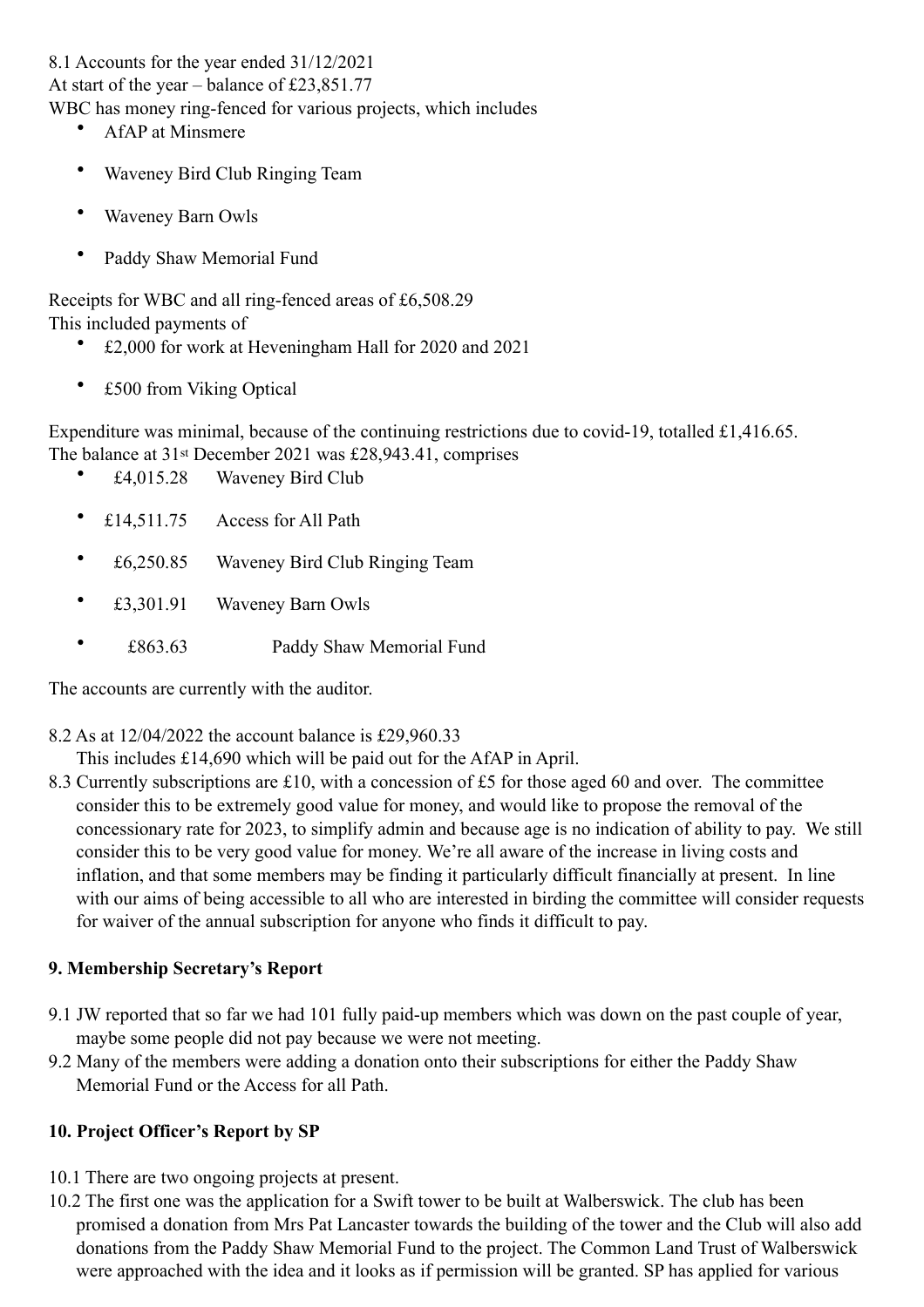8.1 Accounts for the year ended 31/12/2021

At start of the year – balance of £23,851.77

WBC has money ring-fenced for various projects, which includes

- AfAP at Minsmere
- Waveney Bird Club Ringing Team
- Waveney Barn Owls
- Paddy Shaw Memorial Fund

Receipts for WBC and all ring-fenced areas of £6,508.29

This included payments of

- £2,000 for work at Heveningham Hall for 2020 and 2021
- £500 from Viking Optical

Expenditure was minimal, because of the continuing restrictions due to covid-19, totalled £1,416.65.

The balance at 31st December 2021 was £28,943.41, comprises

- £4,015.28 Waveney Bird Club
- £14,511.75 Access for All Path
- £6,250.85 Waveney Bird Club Ringing Team
- £3,301.91 Waveney Barn Owls
- £863.63 Paddy Shaw Memorial Fund

The accounts are currently with the auditor.

8.2 As at 12/04/2022 the account balance is £29,960.33
This includes £14,690 which will be paid out for the AfAP in April.

8.3 Currently subscriptions are £10, with a concession of £5 for those aged 60 and over. The committee consider this to be extremely good value for money, and would like to propose the removal of the concessionary rate for 2023, to simplify admin and because age is no indication of ability to pay. We still consider this to be very good value for money. We're all aware of the increase in living costs and inflation, and that some members may be finding it particularly difficult financially at present. In line with our aims of being accessible to all who are interested in birding the committee will consider requests for waiver of the annual subscription for anyone who finds it difficult to pay.

**9. Membership Secretary's Report**

9.1 JW reported that so far we had 101 fully paid-up members which was down on the past couple of year, maybe some people did not pay because we were not meeting.

9.2 Many of the members were adding a donation onto their subscriptions for either the Paddy Shaw Memorial Fund or the Access for all Path.

**10. Project Officer's Report by SP**

10.1 There are two ongoing projects at present.

10.2 The first one was the application for a Swift tower to be built at Walberswick. The club has been promised a donation from Mrs Pat Lancaster towards the building of the tower and the Club will also add donations from the Paddy Shaw Memorial Fund to the project. The Common Land Trust of Walberswick were approached with the idea and it looks as if permission will be granted. SP has applied for various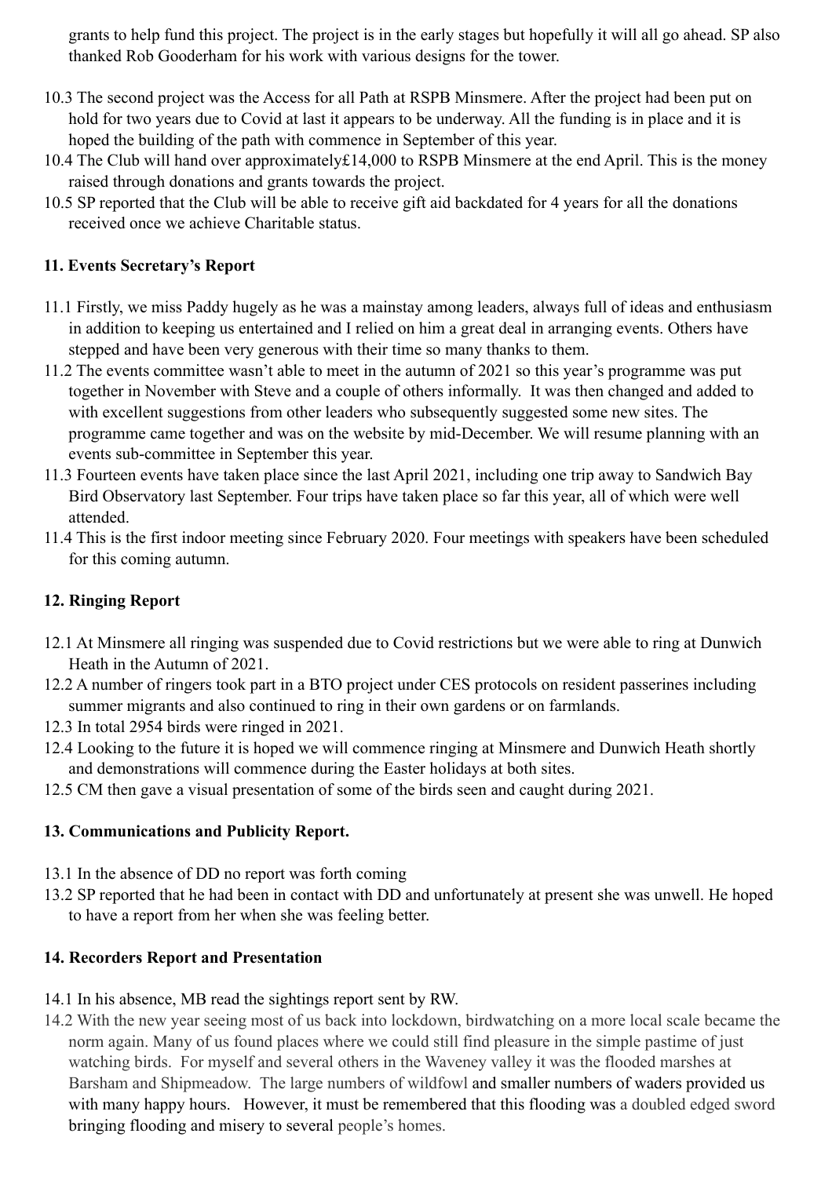grants to help fund this project. The project is in the early stages but hopefully it will all go ahead. SP also thanked Rob Gooderham for his work with various designs for the tower.

10.3 The second project was the Access for all Path at RSPB Minsmere. After the project had been put on hold for two years due to Covid at last it appears to be underway. All the funding is in place and it is hoped the building of the path with commence in September of this year.

10.4 The Club will hand over approximately£14,000 to RSPB Minsmere at the end April. This is the money raised through donations and grants towards the project.

10.5 SP reported that the Club will be able to receive gift aid backdated for 4 years for all the donations received once we achieve Charitable status.

**11. Events Secretary's Report**

11.1 Firstly, we miss Paddy hugely as he was a mainstay among leaders, always full of ideas and enthusiasm in addition to keeping us entertained and I relied on him a great deal in arranging events. Others have stepped and have been very generous with their time so many thanks to them.

11.2 The events committee wasn't able to meet in the autumn of 2021 so this year's programme was put together in November with Steve and a couple of others informally. It was then changed and added to with excellent suggestions from other leaders who subsequently suggested some new sites. The programme came together and was on the website by mid-December. We will resume planning with an events sub-committee in September this year.

11.3 Fourteen events have taken place since the last April 2021, including one trip away to Sandwich Bay Bird Observatory last September. Four trips have taken place so far this year, all of which were well attended.

11.4 This is the first indoor meeting since February 2020. Four meetings with speakers have been scheduled for this coming autumn.

**12. Ringing Report**

12.1 At Minsmere all ringing was suspended due to Covid restrictions but we were able to ring at Dunwich Heath in the Autumn of 2021.

12.2 A number of ringers took part in a BTO project under CES protocols on resident passerines including summer migrants and also continued to ring in their own gardens or on farmlands.

12.3 In total 2954 birds were ringed in 2021.

12.4 Looking to the future it is hoped we will commence ringing at Minsmere and Dunwich Heath shortly and demonstrations will commence during the Easter holidays at both sites.

12.5 CM then gave a visual presentation of some of the birds seen and caught during 2021.

**13. Communications and Publicity Report.**

13.1 In the absence of DD no report was forth coming

13.2 SP reported that he had been in contact with DD and unfortunately at present she was unwell. He hoped to have a report from her when she was feeling better.

**14. Recorders Report and Presentation**

14.1 In his absence, MB read the sightings report sent by RW.

14.2 With the new year seeing most of us back into lockdown, birdwatching on a more local scale became the norm again. Many of us found places where we could still find pleasure in the simple pastime of just watching birds. For myself and several others in the Waveney valley it was the flooded marshes at Barsham and Shipmeadow. The large numbers of wildfowl and smaller numbers of waders provided us with many happy hours. However, it must be remembered that this flooding was a doubled edged sword bringing flooding and misery to several people's homes.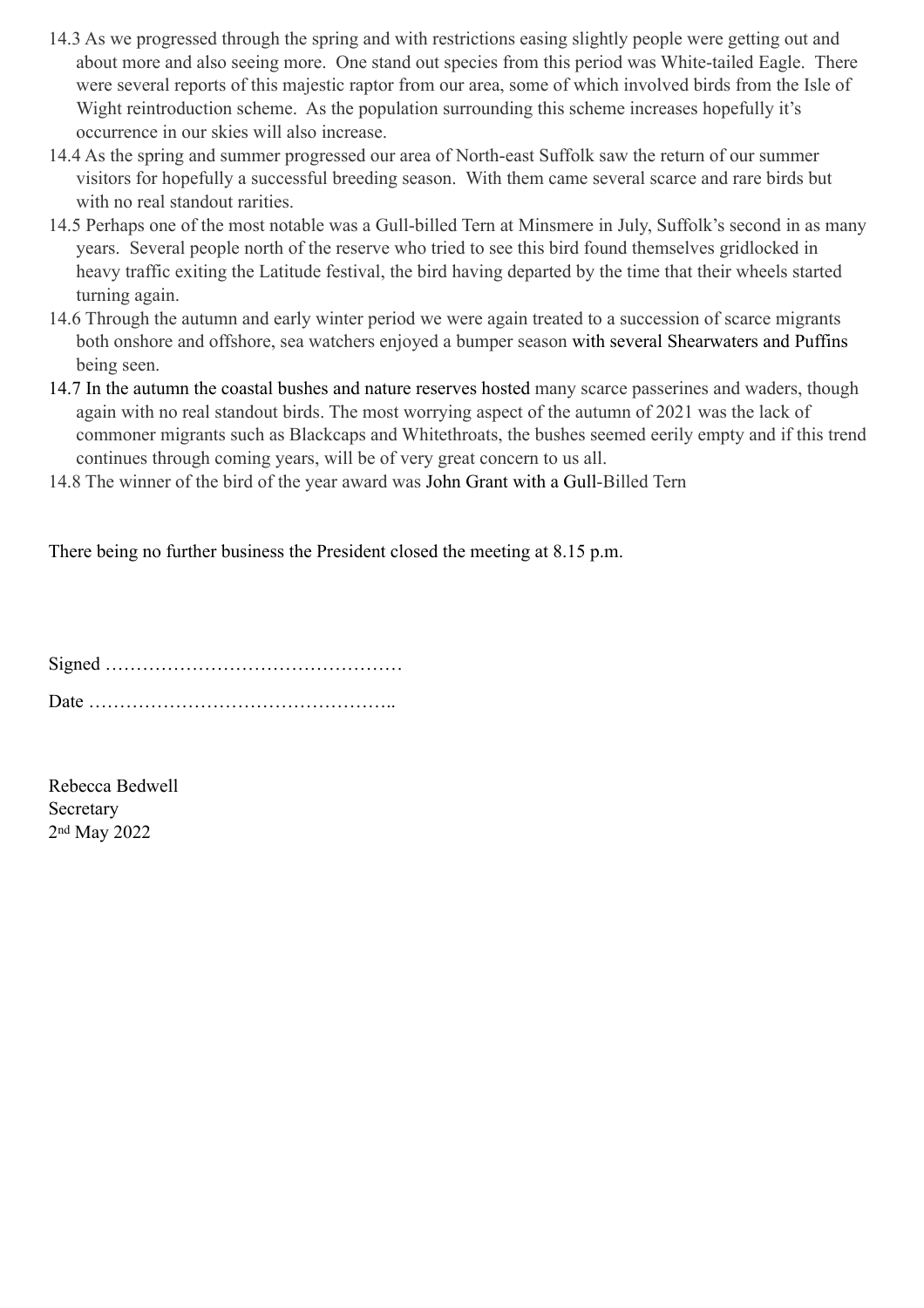14.3 As we progressed through the spring and with restrictions easing slightly people were getting out and about more and also seeing more. One stand out species from this period was White-tailed Eagle. There were several reports of this majestic raptor from our area, some of which involved birds from the Isle of Wight reintroduction scheme. As the population surrounding this scheme increases hopefully it's occurrence in our skies will also increase.

14.4 As the spring and summer progressed our area of North-east Suffolk saw the return of our summer visitors for hopefully a successful breeding season. With them came several scarce and rare birds but with no real standout rarities.

14.5 Perhaps one of the most notable was a Gull-billed Tern at Minsmere in July, Suffolk's second in as many years. Several people north of the reserve who tried to see this bird found themselves gridlocked in heavy traffic exiting the Latitude festival, the bird having departed by the time that their wheels started turning again.

14.6 Through the autumn and early winter period we were again treated to a succession of scarce migrants both onshore and offshore, sea watchers enjoyed a bumper season with several Shearwaters and Puffins being seen.

14.7 In the autumn the coastal bushes and nature reserves hosted many scarce passerines and waders, though again with no real standout birds. The most worrying aspect of the autumn of 2021 was the lack of commoner migrants such as Blackcaps and Whitethroats, the bushes seemed eerily empty and if this trend continues through coming years, will be of very great concern to us all.

14.8 The winner of the bird of the year award was John Grant with a Gull-Billed Tern

There being no further business the President closed the meeting at 8.15 p.m.

Signed …………………………………………

Date …………………………………………..

Rebecca Bedwell
Secretary
2nd May 2022